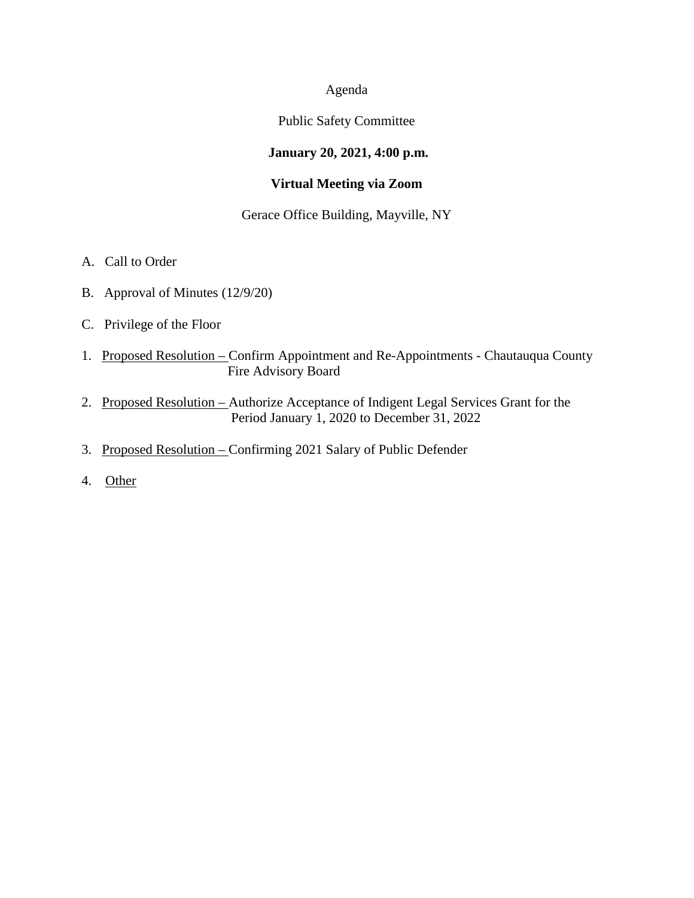Agenda

Public Safety Committee

**January 20, 2021, 4:00 p.m.**

**Virtual Meeting via Zoom**

Gerace Office Building, Mayville, NY

A. Call to Order

B. Approval of Minutes (12/9/20)

C. Privilege of the Floor

1. Proposed Resolution – Confirm Appointment and Re-Appointments - Chautauqua County Fire Advisory Board

2. Proposed Resolution – Authorize Acceptance of Indigent Legal Services Grant for the Period January 1, 2020 to December 31, 2022

3. Proposed Resolution – Confirming 2021 Salary of Public Defender

4. Other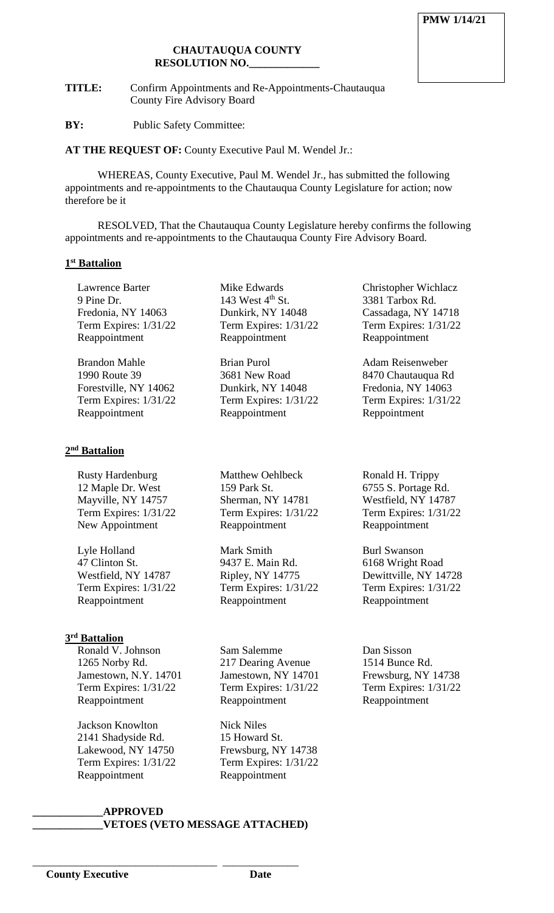**PMW 1/14/21**

**CHAUTAUQUA COUNTY**
**RESOLUTION NO.\_\_\_\_\_\_\_\_\_\_\_\_\_**

**TITLE:** Confirm Appointments and Re-Appointments-Chautauqua County Fire Advisory Board

**BY:** Public Safety Committee:

**AT THE REQUEST OF:** County Executive Paul M. Wendel Jr.:

WHEREAS, County Executive, Paul M. Wendel Jr., has submitted the following appointments and re-appointments to the Chautauqua County Legislature for action; now therefore be it

RESOLVED, That the Chautauqua County Legislature hereby confirms the following appointments and re-appointments to the Chautauqua County Fire Advisory Board.

**1st Battalion**

Lawrence Barter
9 Pine Dr.
Fredonia, NY 14063
Term Expires: 1/31/22
Reappointment

Mike Edwards
143 West 4th St.
Dunkirk, NY 14048
Term Expires: 1/31/22
Reappointment

Christopher Wichlacz
3381 Tarbox Rd.
Cassadaga, NY 14718
Term Expires: 1/31/22
Reappointment

Brandon Mahle
1990 Route 39
Forestville, NY 14062
Term Expires: 1/31/22
Reappointment

Brian Purol
3681 New Road
Dunkirk, NY 14048
Term Expires: 1/31/22
Reappointment

Adam Reisenweber
8470 Chautauqua Rd
Fredonia, NY 14063
Term Expires: 1/31/22
Reppointment

**2nd Battalion**

Rusty Hardenburg
12 Maple Dr. West
Mayville, NY 14757
Term Expires: 1/31/22
New Appointment

Matthew Oehlbeck
159 Park St.
Sherman, NY 14781
Term Expires: 1/31/22
Reappointment

Ronald H. Trippy
6755 S. Portage Rd.
Westfield, NY 14787
Term Expires: 1/31/22
Reappointment

Lyle Holland
47 Clinton St.
Westfield, NY 14787
Term Expires: 1/31/22
Reappointment

Mark Smith
9437 E. Main Rd.
Ripley, NY 14775
Term Expires: 1/31/22
Reappointment

Burl Swanson
6168 Wright Road
Dewittville, NY 14728
Term Expires: 1/31/22
Reappointment

**3rd Battalion**

Ronald V. Johnson
1265 Norby Rd.
Jamestown, N.Y. 14701
Term Expires: 1/31/22
Reappointment

Sam Salemme
217 Dearing Avenue
Jamestown, NY 14701
Term Expires: 1/31/22
Reappointment

Dan Sisson
1514 Bunce Rd.
Frewsburg, NY 14738
Term Expires: 1/31/22
Reappointment

Jackson Knowlton
2141 Shadyside Rd.
Lakewood, NY 14750
Term Expires: 1/31/22
Reappointment

Nick Niles
15 Howard St.
Frewsburg, NY 14738
Term Expires: 1/31/22
Reappointment

\_\_\_\_\_\_\_\_\_\_\_\_\_**APPROVED**
\_\_\_\_\_\_\_\_\_\_\_\_\_**VETOES (VETO MESSAGE ATTACHED)**

\_\_\_\_\_\_\_\_\_\_\_\_\_\_\_\_\_\_\_\_\_\_\_\_\_\_\_\_\_\_\_\_\_\_ \_\_\_\_\_\_\_\_\_\_\_\_\_\_
**County Executive** **Date**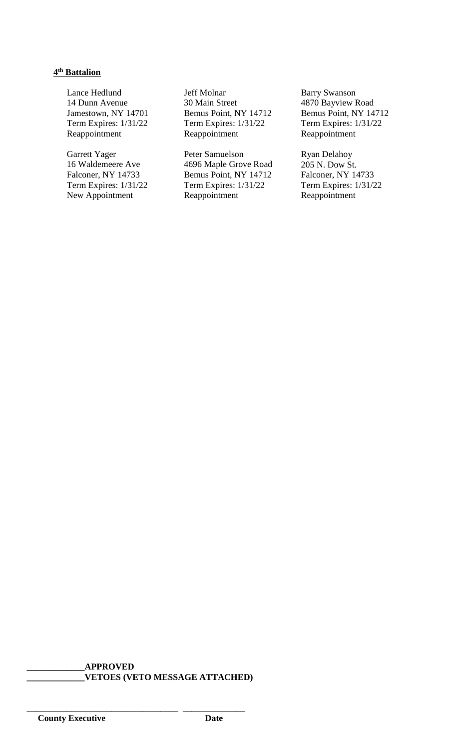**4th Battalion**

Lance Hedlund
14 Dunn Avenue
Jamestown, NY 14701
Term Expires: 1/31/22
Reappointment

Jeff Molnar
30 Main Street
Bemus Point, NY 14712
Term Expires: 1/31/22
Reappointment

Barry Swanson
4870 Bayview Road
Bemus Point, NY 14712
Term Expires: 1/31/22
Reappointment

Garrett Yager
16 Waldemeere Ave
Falconer, NY 14733
Term Expires: 1/31/22
New Appointment

Peter Samuelson
4696 Maple Grove Road
Bemus Point, NY 14712
Term Expires: 1/31/22
Reappointment

Ryan Delahoy
205 N. Dow St.
Falconer, NY 14733
Term Expires: 1/31/22
Reappointment

**\_\_\_\_\_\_\_\_\_\_\_\_\_APPROVED**
**\_\_\_\_\_\_\_\_\_\_\_\_\_VETOES (VETO MESSAGE ATTACHED)**

\_\_\_\_\_\_\_\_\_\_\_\_\_\_\_\_\_\_\_\_\_\_\_\_\_\_\_\_\_\_\_\_\_\_\_ \_\_\_\_\_\_\_\_\_\_\_\_\_\_
**County Executive** **Date**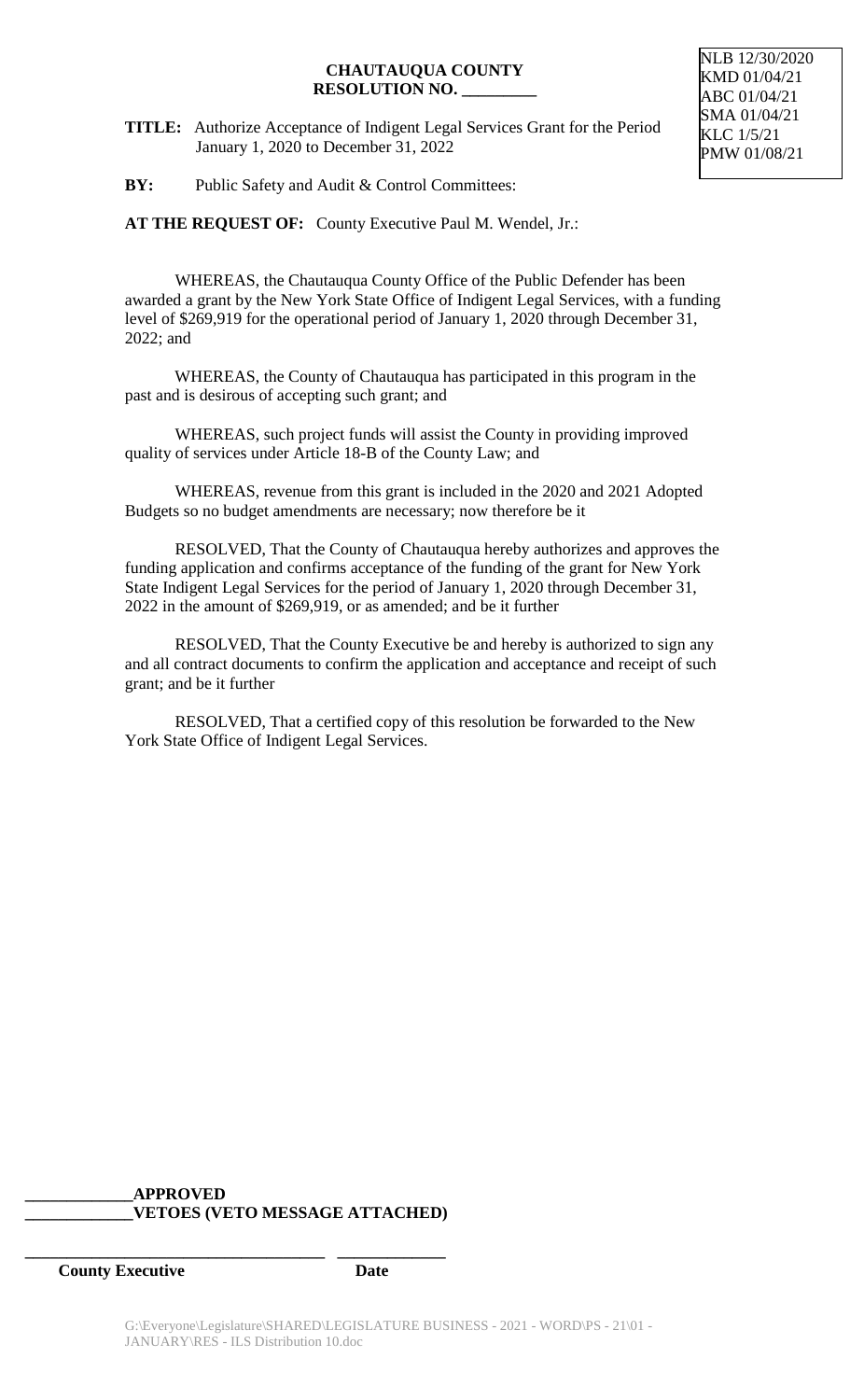NLB 12/30/2020
KMD 01/04/21
ABC 01/04/21
SMA 01/04/21
KLC 1/5/21
PMW 01/08/21

**CHAUTAUQUA COUNTY**
**RESOLUTION NO. _________**

**TITLE:** Authorize Acceptance of Indigent Legal Services Grant for the Period January 1, 2020 to December 31, 2022

**BY:** Public Safety and Audit & Control Committees:

**AT THE REQUEST OF:** County Executive Paul M. Wendel, Jr.:

WHEREAS, the Chautauqua County Office of the Public Defender has been awarded a grant by the New York State Office of Indigent Legal Services, with a funding level of $269,919 for the operational period of January 1, 2020 through December 31, 2022; and

WHEREAS, the County of Chautauqua has participated in this program in the past and is desirous of accepting such grant; and

WHEREAS, such project funds will assist the County in providing improved quality of services under Article 18-B of the County Law; and

WHEREAS, revenue from this grant is included in the 2020 and 2021 Adopted Budgets so no budget amendments are necessary; now therefore be it

RESOLVED, That the County of Chautauqua hereby authorizes and approves the funding application and confirms acceptance of the funding of the grant for New York State Indigent Legal Services for the period of January 1, 2020 through December 31, 2022 in the amount of $269,919, or as amended; and be it further

RESOLVED, That the County Executive be and hereby is authorized to sign any and all contract documents to confirm the application and acceptance and receipt of such grant; and be it further

RESOLVED, That a certified copy of this resolution be forwarded to the New York State Office of Indigent Legal Services.

**_____________APPROVED**
**_____________VETOES (VETO MESSAGE ATTACHED)**

**____________________________________ _____________**
**County Executive Date**

G:\Everyone\Legislature\SHARED\LEGISLATURE BUSINESS - 2021 - WORD\PS - 21\01 - JANUARY\RES - ILS Distribution 10.doc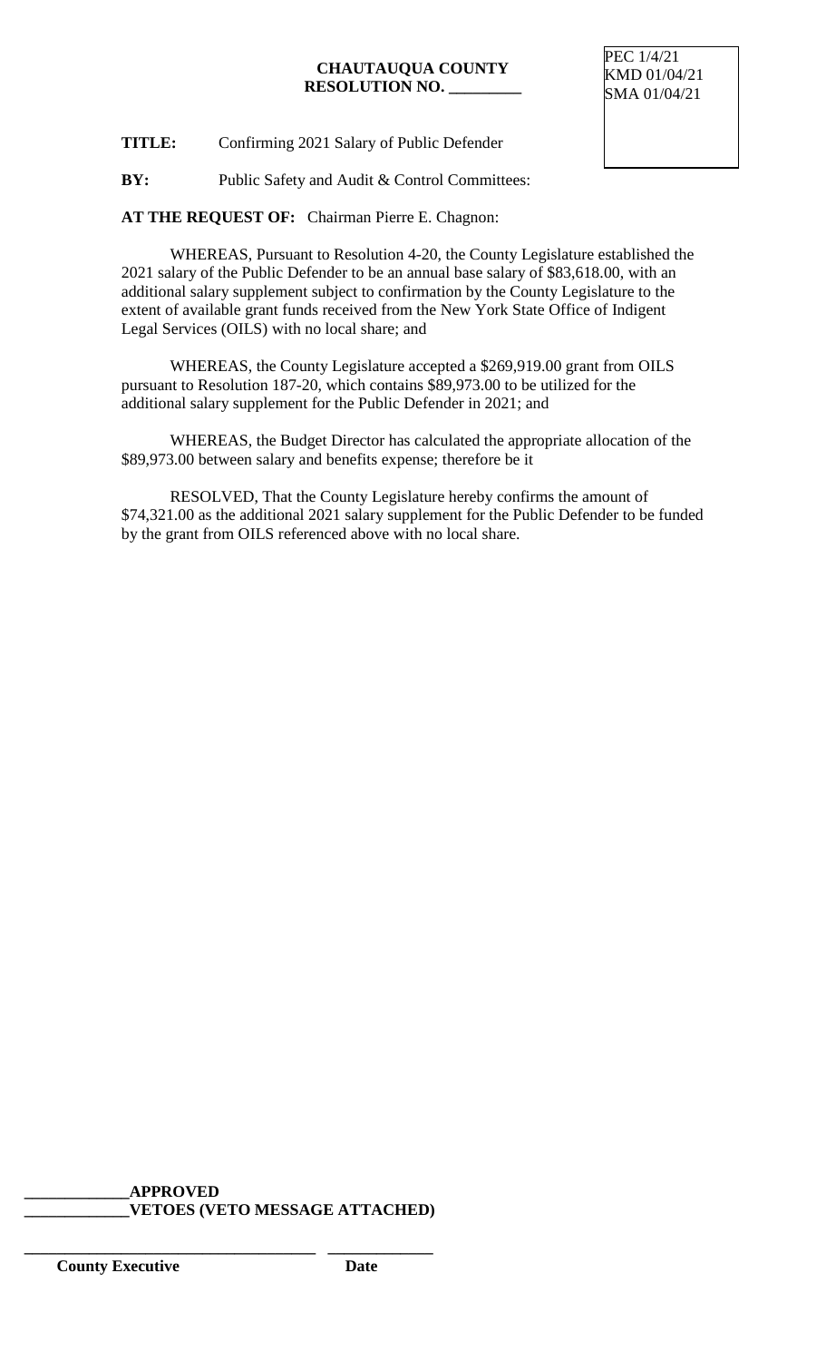**CHAUTAUQUA COUNTY**
**RESOLUTION NO. _________**

PEC 1/4/21
KMD 01/04/21
SMA 01/04/21

**TITLE:** Confirming 2021 Salary of Public Defender

**BY:** Public Safety and Audit & Control Committees:

**AT THE REQUEST OF:** Chairman Pierre E. Chagnon:

WHEREAS, Pursuant to Resolution 4-20, the County Legislature established the 2021 salary of the Public Defender to be an annual base salary of $83,618.00, with an additional salary supplement subject to confirmation by the County Legislature to the extent of available grant funds received from the New York State Office of Indigent Legal Services (OILS) with no local share; and

WHEREAS, the County Legislature accepted a $269,919.00 grant from OILS pursuant to Resolution 187-20, which contains $89,973.00 to be utilized for the additional salary supplement for the Public Defender in 2021; and

WHEREAS, the Budget Director has calculated the appropriate allocation of the $89,973.00 between salary and benefits expense; therefore be it

RESOLVED, That the County Legislature hereby confirms the amount of $74,321.00 as the additional 2021 salary supplement for the Public Defender to be funded by the grant from OILS referenced above with no local share.

**_____________APPROVED**
**_____________VETOES (VETO MESSAGE ATTACHED)**

**___________________________________ _____________**
**County Executive Date**